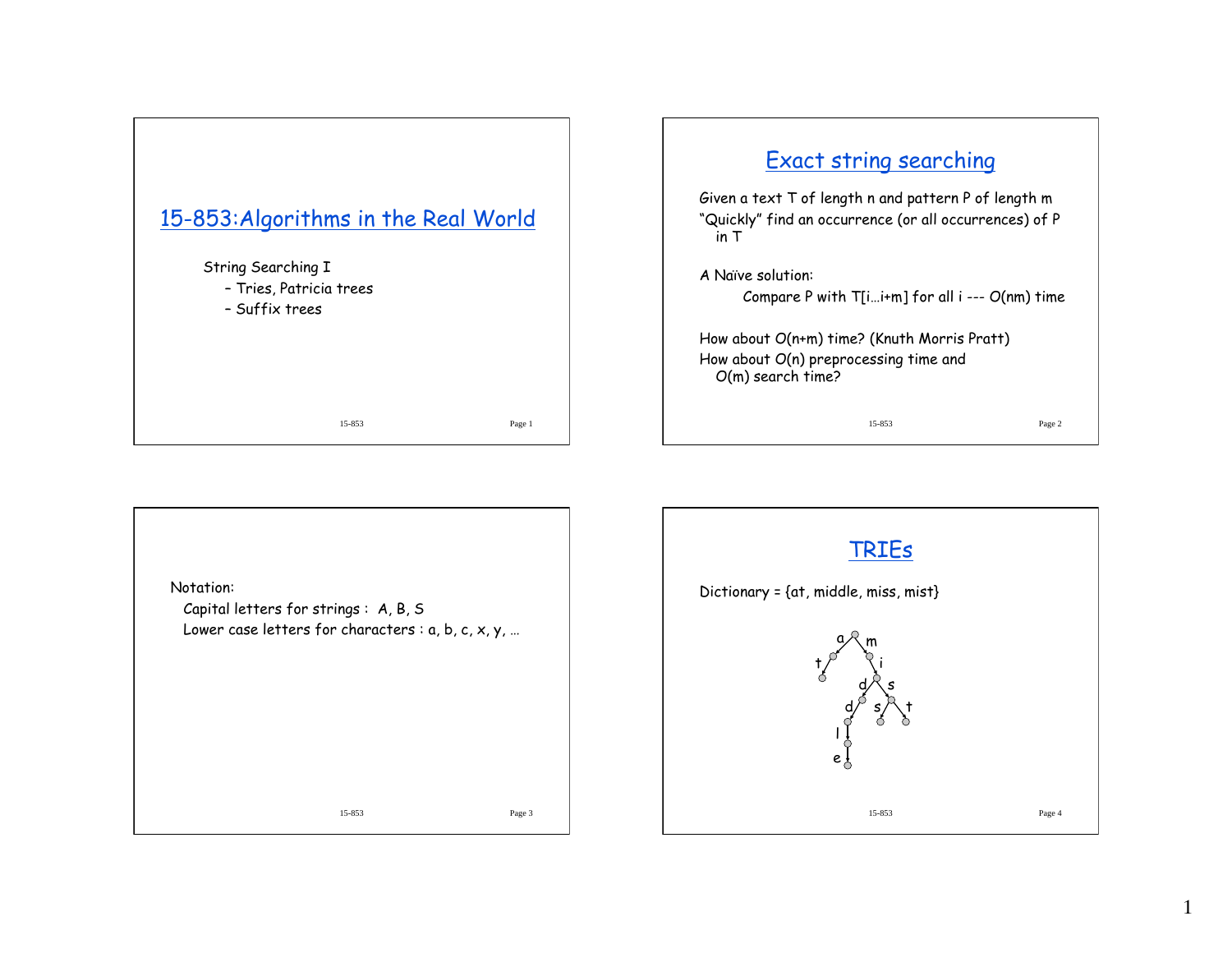# 15-853:Algorithms in the Real World

String Searching I

- Tries, Patricia trees
- Suffix trees

## Exact string searching

Given a text T of length n and pattern P of length m

"Quickly" find an occurrence (or all occurrences) of P in T

A Naïve solution:

Compare P with T[i…i+m] for all i --- O(nm) time

How about O(n+m) time? (Knuth Morris Pratt)

How about O(n) preprocessing time and O(m) search time?

Notation:

Capital letters for strings : A, B, S

Lower case letters for characters : a, b, c, x, y, …

## TRIEs

Dictionary = {at, middle, miss, mist}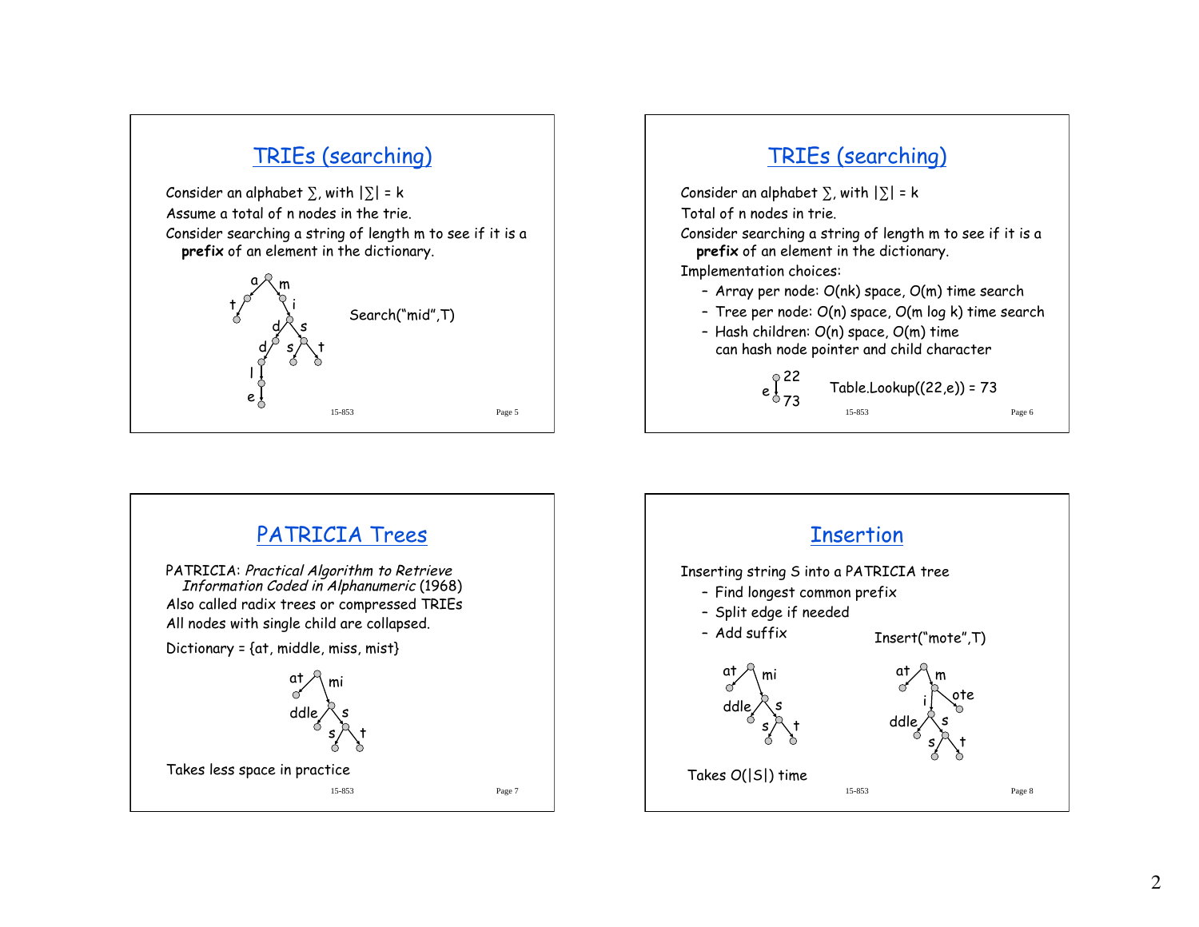## TRIEs (searching)

Consider an alphabet $\Sigma$, with $|\Sigma| = k$

Assume a total of n nodes in the trie.

Consider searching a string of length m to see if it is a **prefix** of an element in the dictionary.

Search("mid",T)

## TRIEs (searching)

Consider an alphabet $\Sigma$, with $|\Sigma| = k$

Total of n nodes in trie.

Consider searching a string of length m to see if it is a **prefix** of an element in the dictionary.

Implementation choices:

- Array per node: $O(nk)$ space, $O(m)$ time search
- Tree per node: $O(n)$ space, $O(m \log k)$ time search
- Hash children: $O(n)$ space, $O(m)$ time
  can hash node pointer and child character

Table.Lookup((22,e)) = 73

## PATRICIA Trees

PATRICIA: *Practical Algorithm to Retrieve Information Coded in Alphanumeric* (1968)

Also called radix trees or compressed TRIEs

All nodes with single child are collapsed.

Dictionary = {at, middle, miss, mist}

Takes less space in practice

## Insertion

Inserting string S into a PATRICIA tree

- Find longest common prefix
- Split edge if needed
- Add suffix

Insert("mote",T)

Takes $O(|S|)$ time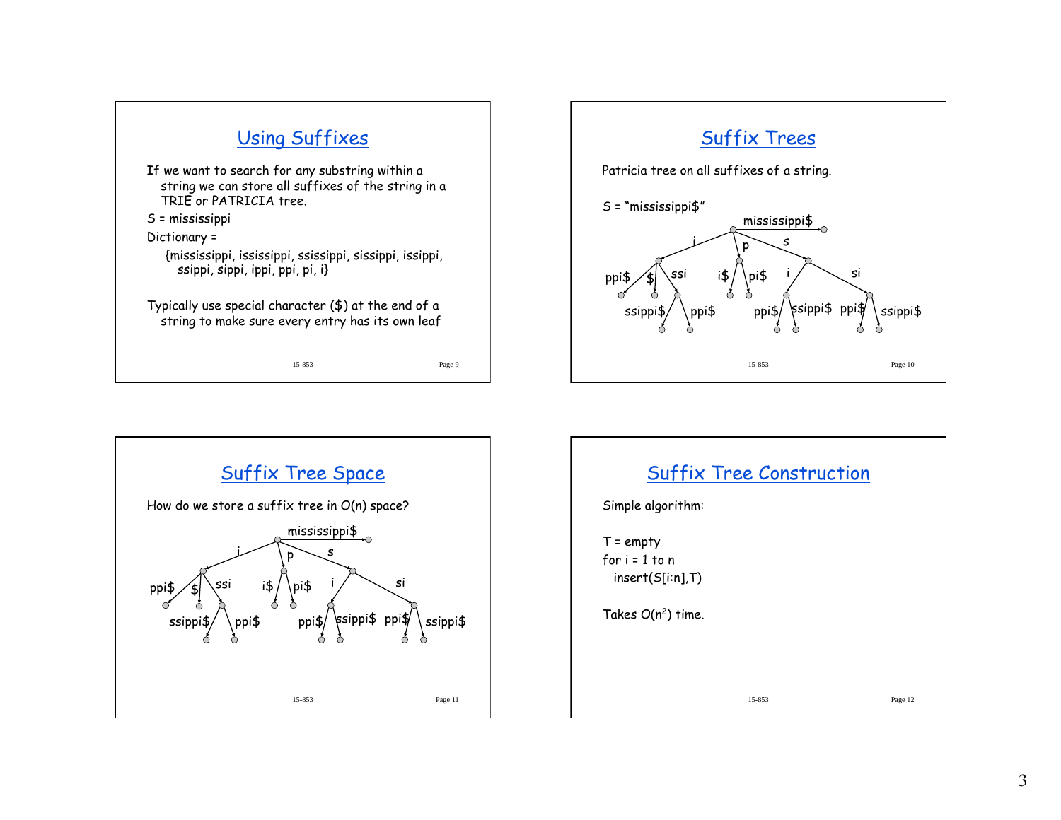## Using Suffixes

If we want to search for any substring within a string we can store all suffixes of the string in a TRIE or PATRICIA tree.

S = mississippi

Dictionary =

{mississippi, ississippi, ssissippi, sissippi, issippi, ssippi, sippi, ippi, ppi, pi, i}

Typically use special character ($) at the end of a string to make sure every entry has its own leaf

## Suffix Trees

Patricia tree on all suffixes of a string.

S = "mississippi$"

mississippi$ — i — p — s — ppi$ — $ — ssi — i$ — pi$ — i — si — ssippi$ — ppi$ — ppi$ — ssippi$ — ppi$ — ssippi$

## Suffix Tree Space

How do we store a suffix tree in O(n) space?

mississippi$ — i — p — s — ppi$ — $ — ssi — i$ — pi$ — i — si — ssippi$ — ppi$ — ppi$ — ssippi$ — ppi$ — ssippi$

## Suffix Tree Construction

Simple algorithm:

```
T = empty
for i = 1 to n
  insert(S[i:n],T)
```

Takes $O(n^2)$ time.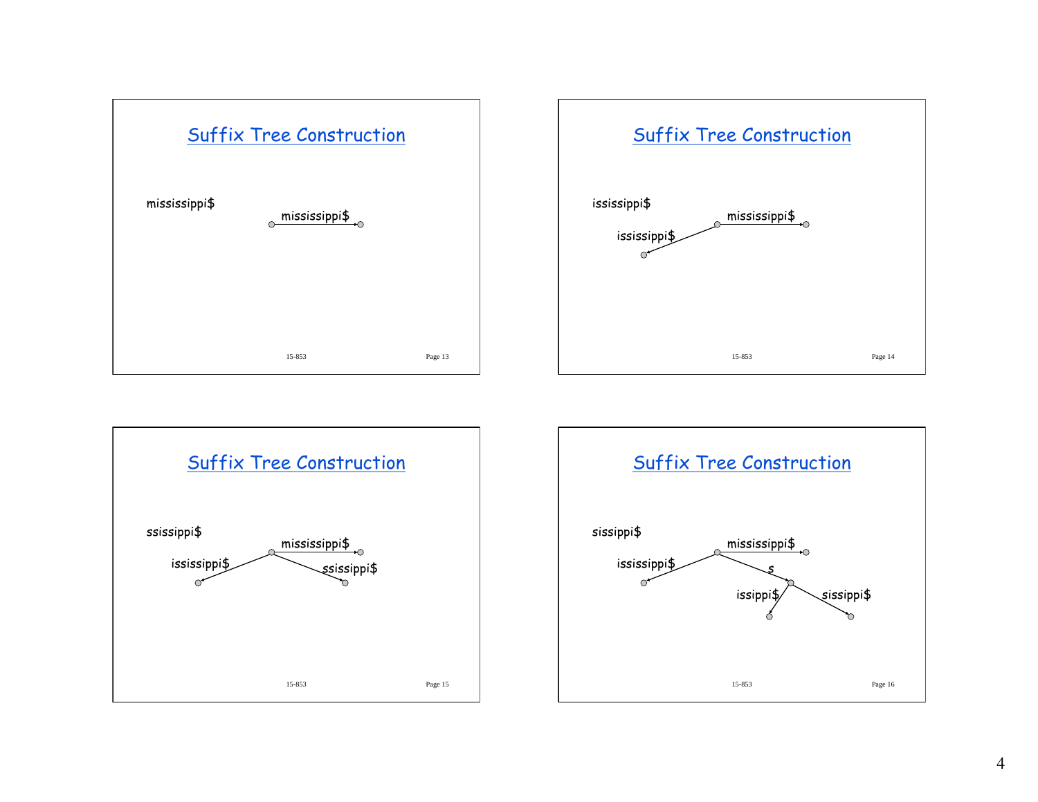## Suffix Tree Construction

mississippi$

mississippi$

## Suffix Tree Construction

ississippi$

mississippi$

ississippi$

## Suffix Tree Construction

ssissippi$

mississippi$

ississippi$

ssissippi$

## Suffix Tree Construction

sissippi$

mississippi$

ississippi$

s

issippi$

sissippi$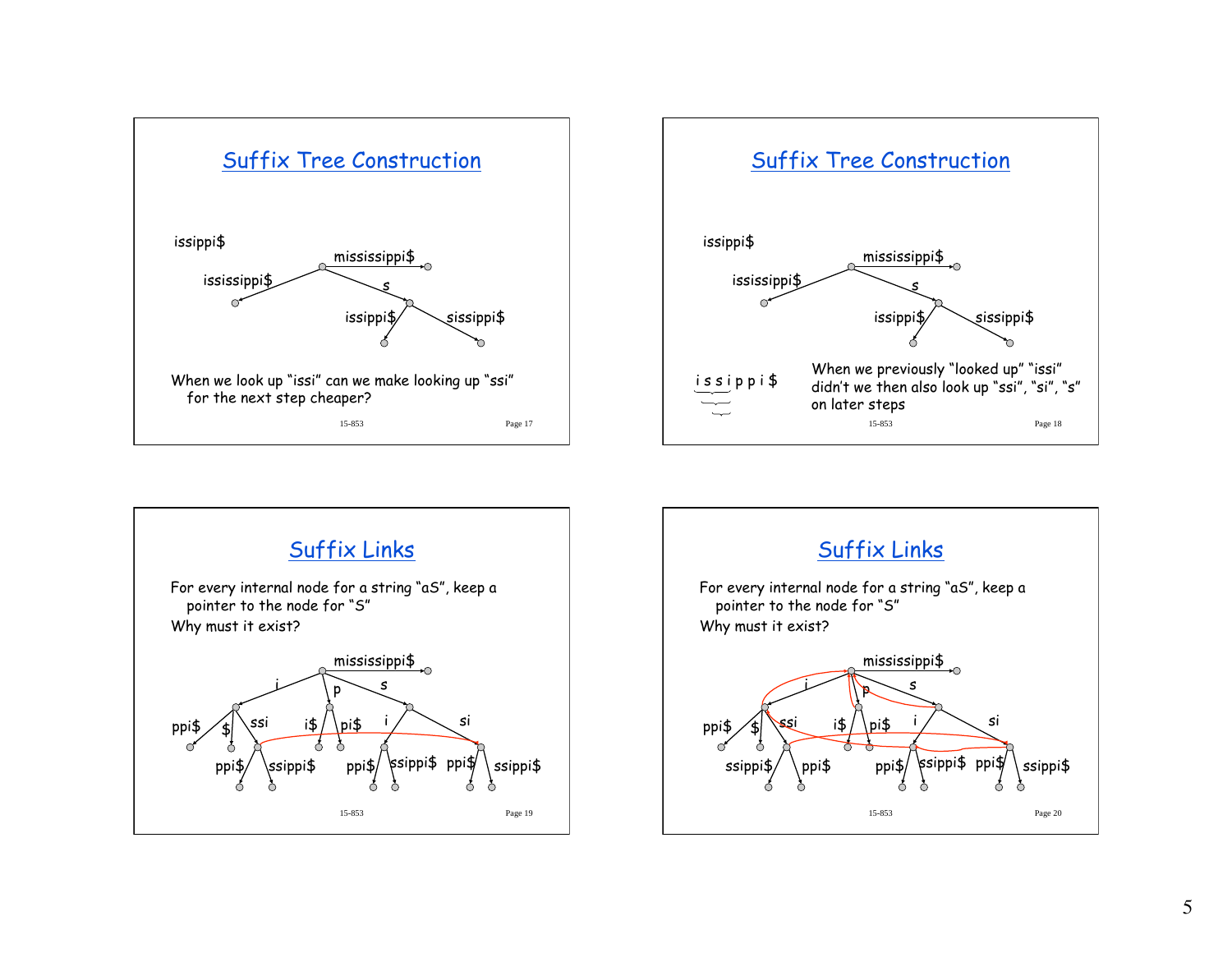## Suffix Tree Construction

issippi$

mississippi$

ississippi$

s

issippi$

sissippi$

When we look up "issi" can we make looking up "ssi" for the next step cheaper?

## Suffix Tree Construction

issippi$

mississippi$

ississippi$

s

issippi$

sissippi$

i s s i p p i $

When we previously "looked up" "issi" didn't we then also look up "ssi", "si", "s" on later steps

## Suffix Links

For every internal node for a string "aS", keep a pointer to the node for "S"

Why must it exist?

mississippi$

i p s

ppi$ $ ssi i$ pi$ i si

ppi$ ssippi$ ppi$ ssippi$ ppi$ ssippi$

## Suffix Links

For every internal node for a string "aS", keep a pointer to the node for "S"

Why must it exist?

mississippi$

i p s

ppi$ $ ssi i$ pi$ i si

ssippi$ ppi$ ppi$ ssippi$ ppi$ ssippi$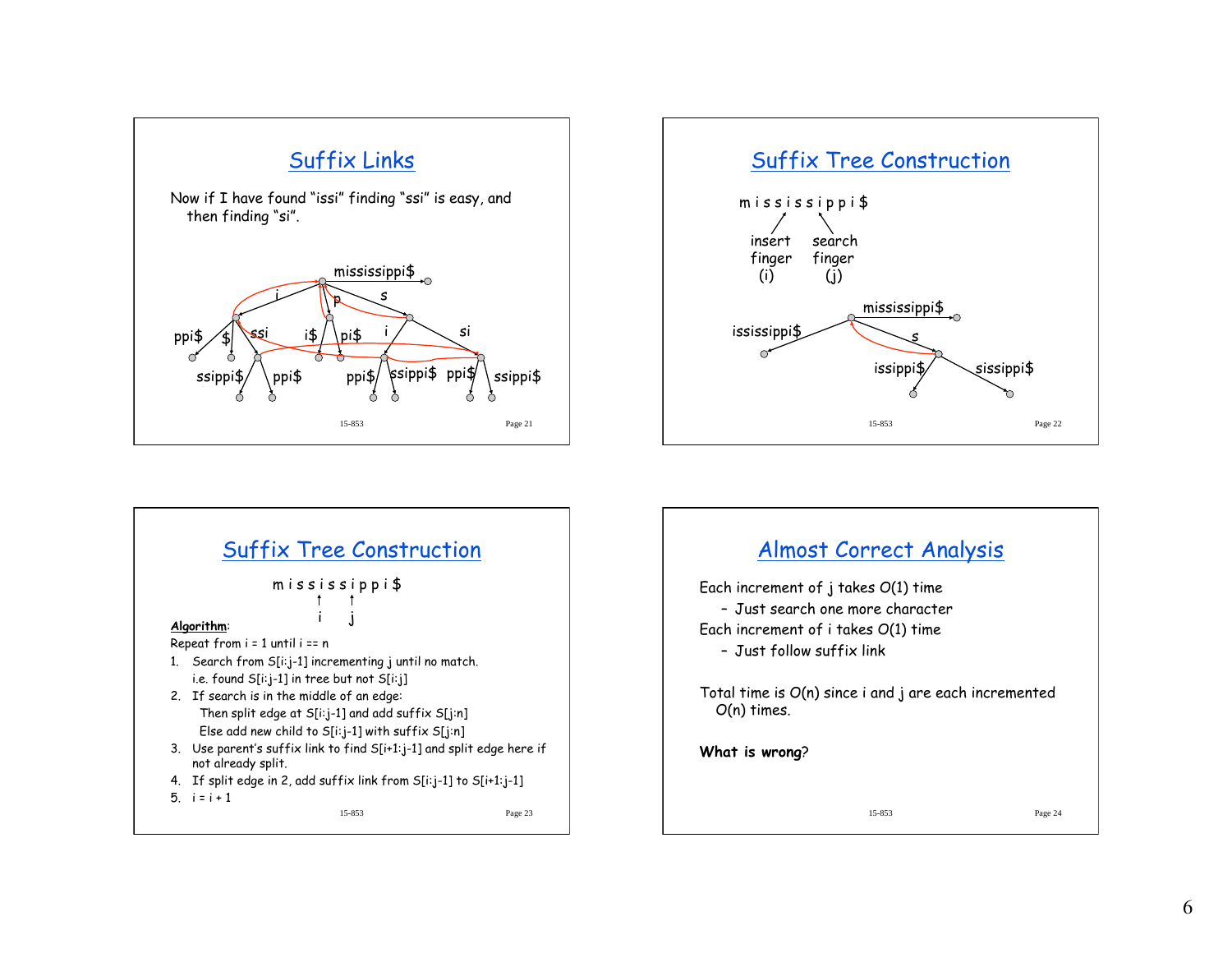## Suffix Links

Now if I have found "issi" finding "ssi" is easy, and then finding "si".

mississippi$

i, p, s, ppi$, $, ssi, i$, pi$, i, si, ssippi$, ppi$, ppi$, ssippi$, ppi$, ssippi$

## Suffix Tree Construction

m i s s i s s i p p i $

insert finger (i)

search finger (j)

mississippi$, ississippi$, s, issippi$, sissippi$

## Suffix Tree Construction

m i s s i s s i p p i $

i j

**Algorithm**:

Repeat from i = 1 until i == n

1. Search from S[i:j-1] incrementing j until no match.
   i.e. found S[i:j-1] in tree but not S[i:j]
2. If search is in the middle of an edge:
   Then split edge at S[i:j-1] and add suffix S[j:n]
   Else add new child to S[i:j-1] with suffix S[j:n]
3. Use parent's suffix link to find S[i+1:j-1] and split edge here if not already split.
4. If split edge in 2, add suffix link from S[i:j-1] to S[i+1:j-1]
5. i = i + 1

## Almost Correct Analysis

Each increment of j takes O(1) time
- Just search one more character

Each increment of i takes O(1) time
- Just follow suffix link

Total time is O(n) since i and j are each incremented O(n) times.

**What is wrong**?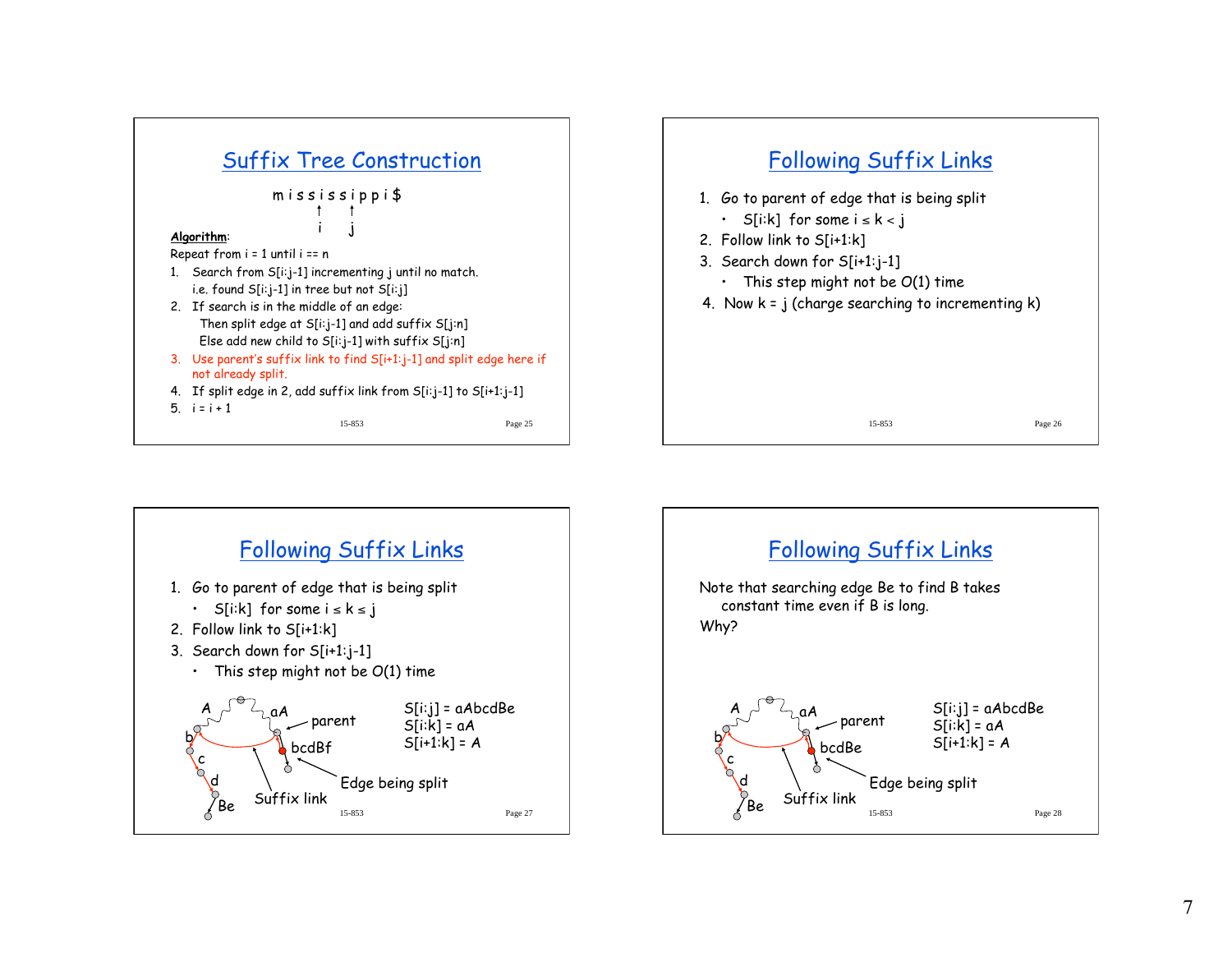## Suffix Tree Construction

m i s s i s s i p p i $

(arrows under the string mark positions i and j)

**Algorithm**:

Repeat from i = 1 until i == n

1. Search from S[i:j-1] incrementing j until no match.
   i.e. found S[i:j-1] in tree but not S[i:j]
2. If search is in the middle of an edge:
   Then split edge at S[i:j-1] and add suffix S[j:n]
   Else add new child to S[i:j-1] with suffix S[j:n]
3. Use parent's suffix link to find S[i+1:j-1] and split edge here if not already split.
4. If split edge in 2, add suffix link from S[i:j-1] to S[i+1:j-1]
5. i = i + 1

## Following Suffix Links

1. Go to parent of edge that is being split
   - S[i:k] for some i ≤ k < j
2. Follow link to S[i+1:k]
3. Search down for S[i+1:j-1]
   - This step might not be O(1) time
4. Now k = j (charge searching to incrementing k)

## Following Suffix Links

1. Go to parent of edge that is being split
   - S[i:k] for some i ≤ k ≤ j
2. Follow link to S[i+1:k]
3. Search down for S[i+1:j-1]
   - This step might not be O(1) time

S[i:j] = aAbcdBe
S[i:k] = aA
S[i+1:k] = A

(Diagram labels: A, aA, parent, b, c, d, Be, bcdBf, Suffix link, Edge being split)

## Following Suffix Links

Note that searching edge Be to find B takes constant time even if B is long.

Why?

S[i:j] = aAbcdBe
S[i:k] = aA
S[i+1:k] = A

(Diagram labels: A, aA, parent, b, c, d, Be, bcdBe, Suffix link, Edge being split)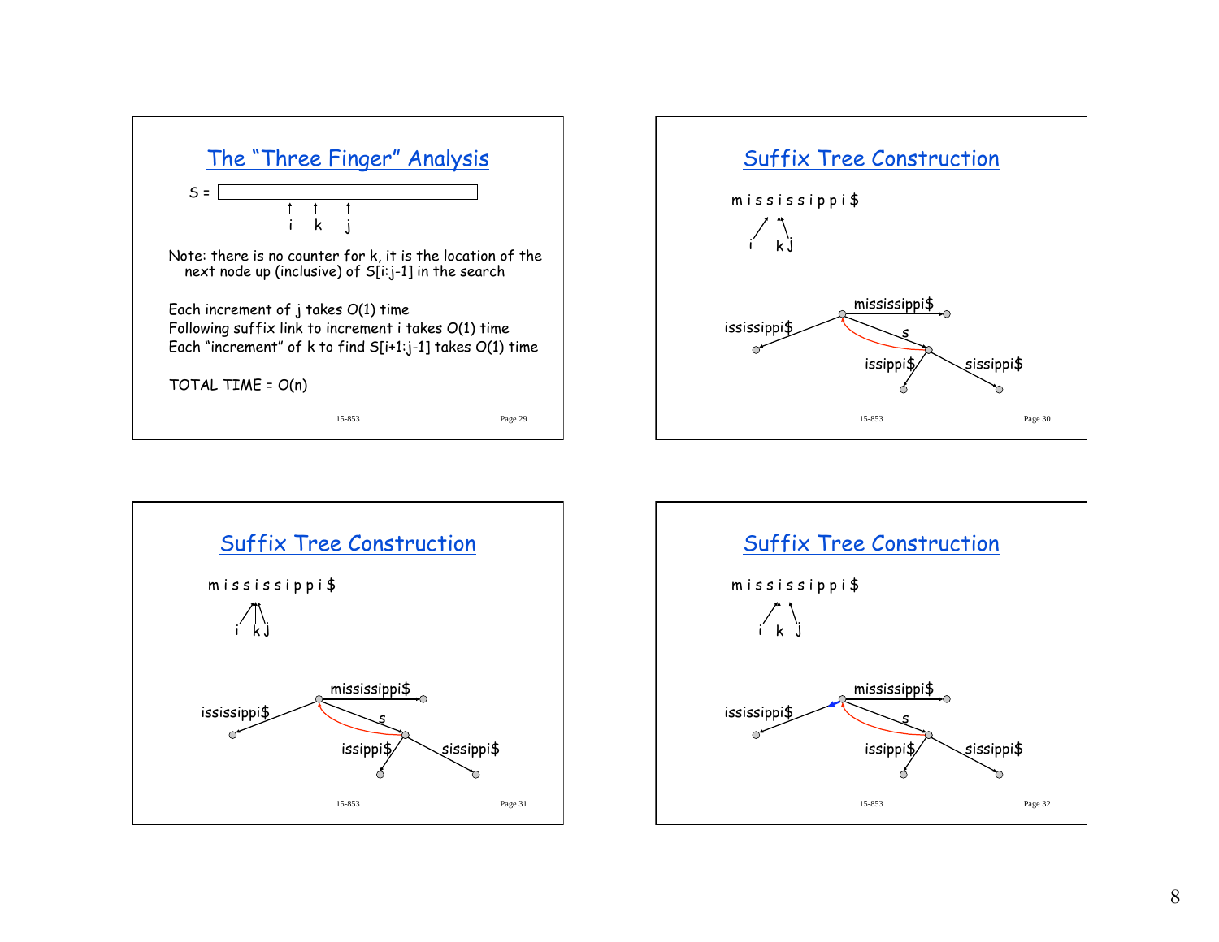## The "Three Finger" Analysis

S = [ ]

i k j

Note: there is no counter for k, it is the location of the next node up (inclusive) of S[i:j-1] in the search

Each increment of j takes O(1) time
Following suffix link to increment i takes O(1) time
Each "increment" of k to find S[i+1:j-1] takes O(1) time

TOTAL TIME = O(n)

## Suffix Tree Construction

m i s s i s s i p p i $

i k j

mississippi$
ississippi$
s
issippi$
sissippi$

## Suffix Tree Construction

m i s s i s s i p p i $

i k j

mississippi$
ississippi$
s
issippi$
sissippi$

## Suffix Tree Construction

m i s s i s s i p p i $

i k j

mississippi$
ississippi$
s
issippi$
sissippi$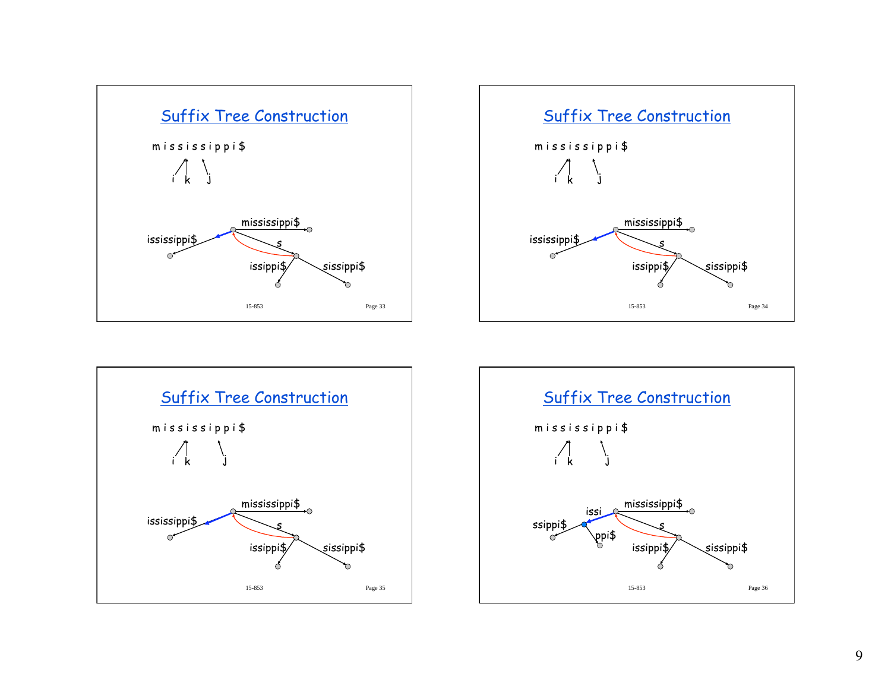## Suffix Tree Construction

m i s s i s s i p p i $

i k j

issisippi$ — mississippi$ — s — issippi$ — sissippi$

## Suffix Tree Construction

m i s s i s s i p p i $

i k j

issisippi$ — mississippi$ — s — issippi$ — sissippi$

## Suffix Tree Construction

m i s s i s s i p p i $

i k j

issisippi$ — mississippi$ — s — issippi$ — sissippi$

## Suffix Tree Construction

m i s s i s s i p p i $

i k j

issi — ssippi$ — ppi$ — mississippi$ — s — issippi$ — sissippi$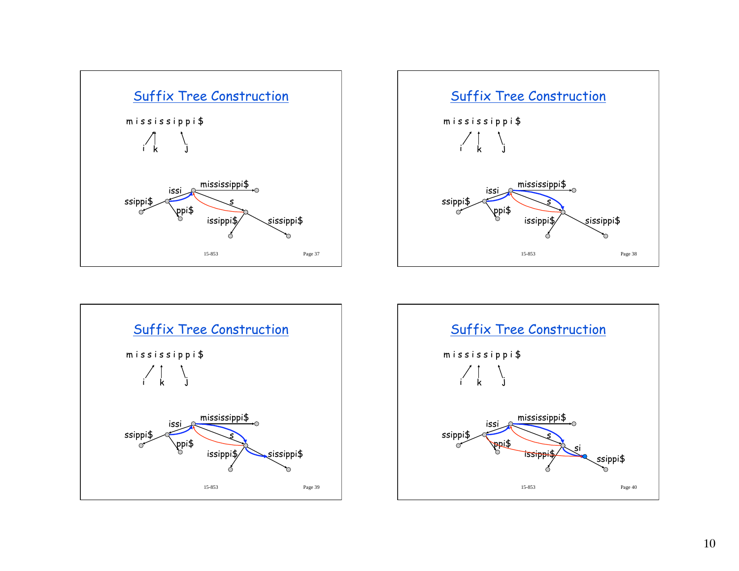## Suffix Tree Construction

m i s s i s s i p p i $

i k j

issi, mississippi$, ssippi$, s, ppi$, issippi$, sissippi$

## Suffix Tree Construction

m i s s i s s i p p i $

i k j

issi, mississippi$, ssippi$, s, ppi$, issippi$, sissippi$

## Suffix Tree Construction

m i s s i s s i p p i $

i k j

issi, mississippi$, ssippi$, s, ppi$, issippi$, sissippi$

## Suffix Tree Construction

m i s s i s s i p p i $

i k j

issi, mississippi$, ssippi$, s, ppi$, issippi$, si, ssippi$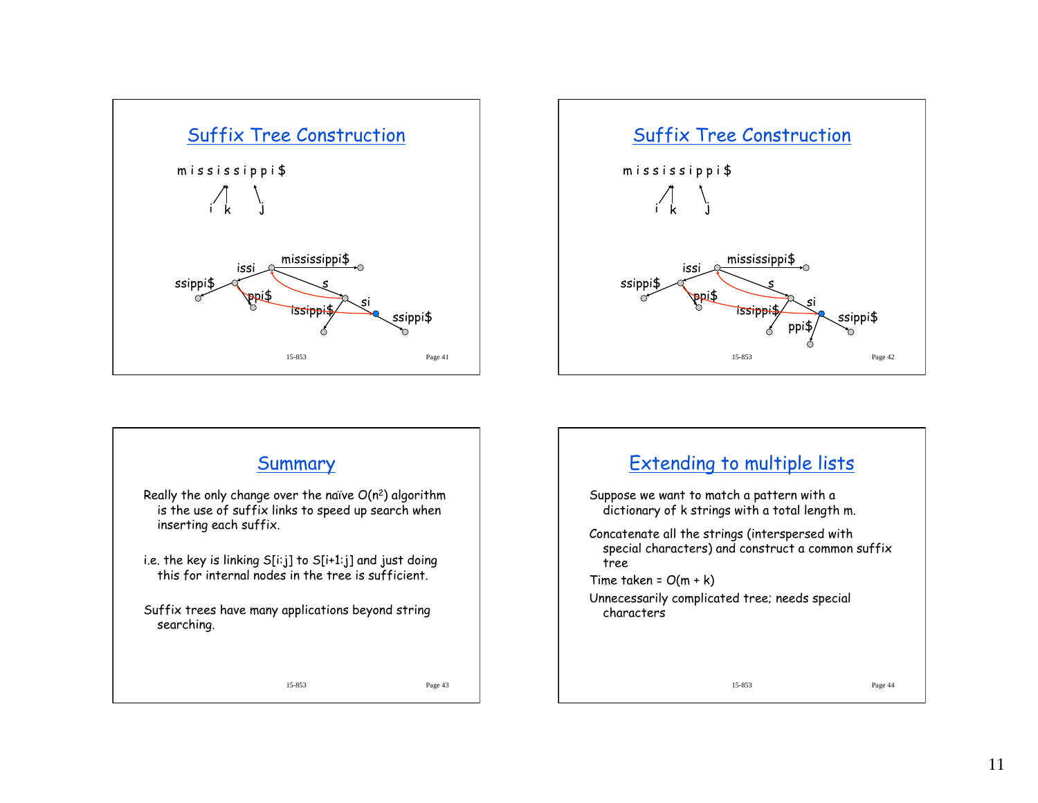## Suffix Tree Construction

m i s s i s s i p p i $

i k j

issi, mississippi$, ssippi$, s, ppi$, si, issippi$, ssippi$

## Suffix Tree Construction

m i s s i s s i p p i $

i k j

issi, mississippi$, ssippi$, s, ppi$, si, issippi$, ssippi$, ppi$

## Summary

Really the only change over the naïve $O(n^2)$ algorithm is the use of suffix links to speed up search when inserting each suffix.

i.e. the key is linking S[i:j] to S[i+1:j] and just doing this for internal nodes in the tree is sufficient.

Suffix trees have many applications beyond string searching.

## Extending to multiple lists

Suppose we want to match a pattern with a dictionary of k strings with a total length m.

Concatenate all the strings (interspersed with special characters) and construct a common suffix tree

Time taken = $O(m + k)$

Unnecessarily complicated tree; needs special characters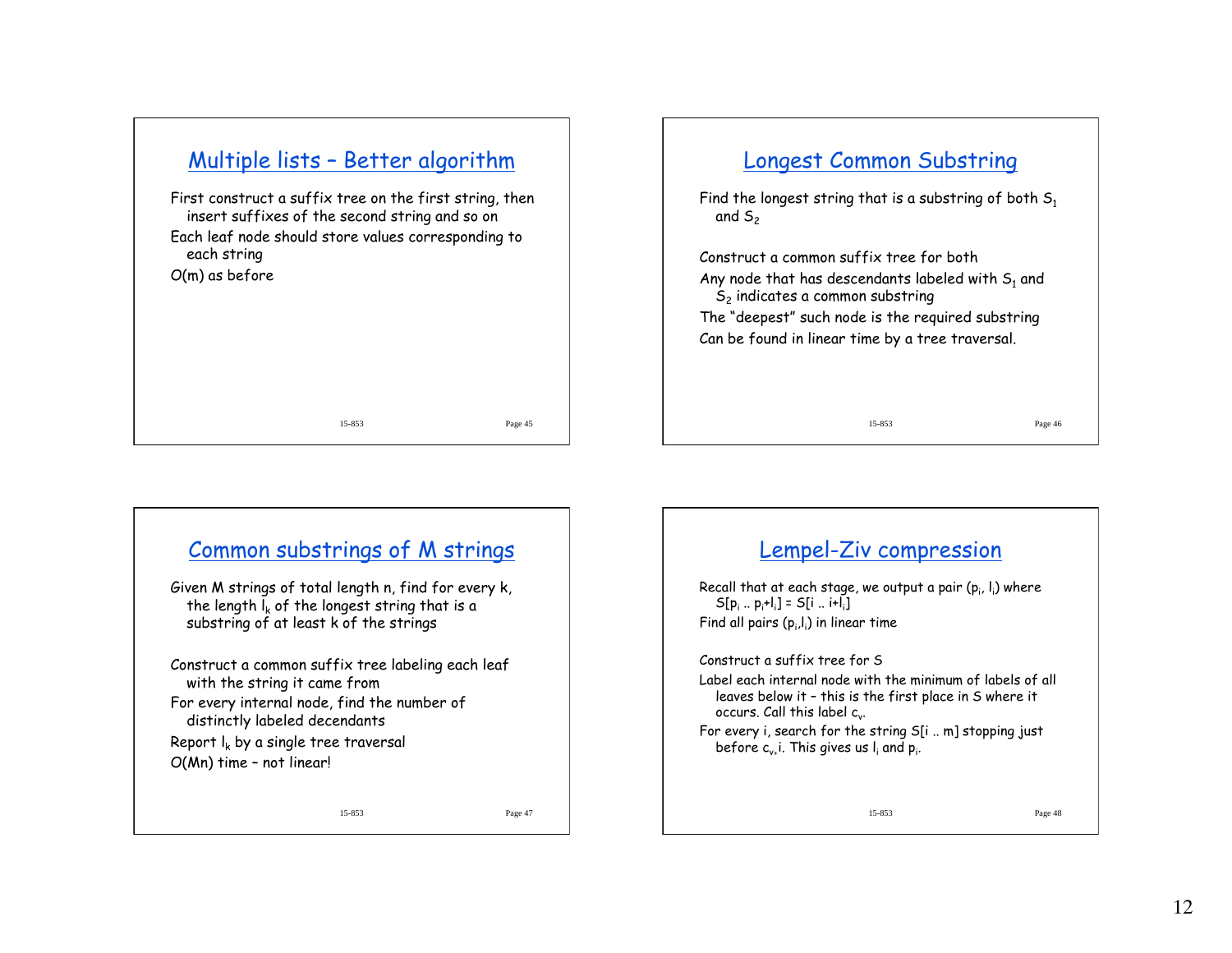## Multiple lists – Better algorithm

First construct a suffix tree on the first string, then insert suffixes of the second string and so on

Each leaf node should store values corresponding to each string

O(m) as before

## Longest Common Substring

Find the longest string that is a substring of both $S_1$ and $S_2$

Construct a common suffix tree for both

Any node that has descendants labeled with $S_1$ and $S_2$ indicates a common substring

The "deepest" such node is the required substring

Can be found in linear time by a tree traversal.

## Common substrings of M strings

Given M strings of total length n, find for every k, the length $l_k$ of the longest string that is a substring of at least k of the strings

Construct a common suffix tree labeling each leaf with the string it came from

For every internal node, find the number of distinctly labeled decendants

Report $l_k$ by a single tree traversal

O(Mn) time – not linear!

## Lempel-Ziv compression

Recall that at each stage, we output a pair $(p_i, l_i)$ where $S[p_i .. p_i+l_i] = S[i .. i+l_i]$

Find all pairs $(p_i, l_i)$ in linear time

Construct a suffix tree for S

Label each internal node with the minimum of labels of all leaves below it – this is the first place in S where it occurs. Call this label $c_v$.

For every i, search for the string S[i .. m] stopping just before $c_v$, i. This gives us $l_i$ and $p_i$.